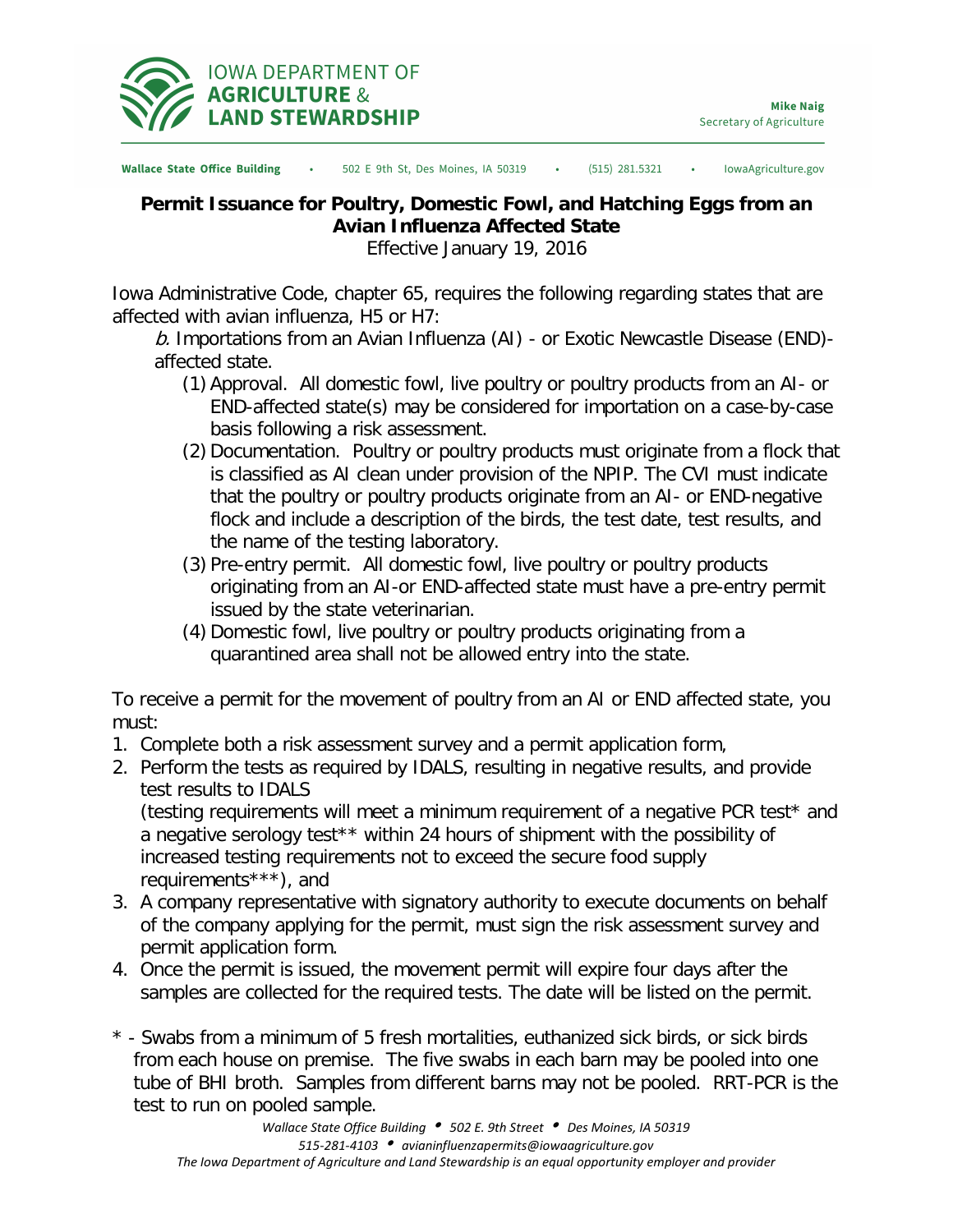IOWA DEPARTMENT OF **AGRICULTURE** & **LAND STEWARDSHIP**

**Mike Naig**
Secretary of Agriculture

**Wallace State Office Building** • 502 E 9th St, Des Moines, IA 50319 • (515) 281.5321 • IowaAgriculture.gov

## Permit Issuance for Poultry, Domestic Fowl, and Hatching Eggs from an Avian Influenza Affected State

Effective January 19, 2016

Iowa Administrative Code, chapter 65, requires the following regarding states that are affected with avian influenza, H5 or H7:

*b.* Importations from an Avian Influenza (AI) - or Exotic Newcastle Disease (END)-affected state.

(1) Approval. All domestic fowl, live poultry or poultry products from an AI- or END-affected state(s) may be considered for importation on a case-by-case basis following a risk assessment.

(2) Documentation. Poultry or poultry products must originate from a flock that is classified as AI clean under provision of the NPIP. The CVI must indicate that the poultry or poultry products originate from an AI- or END-negative flock and include a description of the birds, the test date, test results, and the name of the testing laboratory.

(3) Pre-entry permit. All domestic fowl, live poultry or poultry products originating from an AI-or END-affected state must have a pre-entry permit issued by the state veterinarian.

(4) Domestic fowl, live poultry or poultry products originating from a quarantined area shall not be allowed entry into the state.

To receive a permit for the movement of poultry from an AI or END affected state, you must:

1. Complete both a risk assessment survey and a permit application form,
2. Perform the tests as required by IDALS, resulting in negative results, and provide test results to IDALS
   (testing requirements will meet a minimum requirement of a negative PCR test* and a negative serology test** within 24 hours of shipment with the possibility of increased testing requirements not to exceed the secure food supply requirements***), and
3. A company representative with signatory authority to execute documents on behalf of the company applying for the permit, must sign the risk assessment survey and permit application form.
4. Once the permit is issued, the movement permit will expire four days after the samples are collected for the required tests. The date will be listed on the permit.

\* - Swabs from a minimum of 5 fresh mortalities, euthanized sick birds, or sick birds from each house on premise. The five swabs in each barn may be pooled into one tube of BHI broth. Samples from different barns may not be pooled. RRT-PCR is the test to run on pooled sample.

*Wallace State Office Building • 502 E. 9th Street • Des Moines, IA 50319*
*515-281-4103 • avianinfluenzapermits@iowaagriculture.gov*
*The Iowa Department of Agriculture and Land Stewardship is an equal opportunity employer and provider*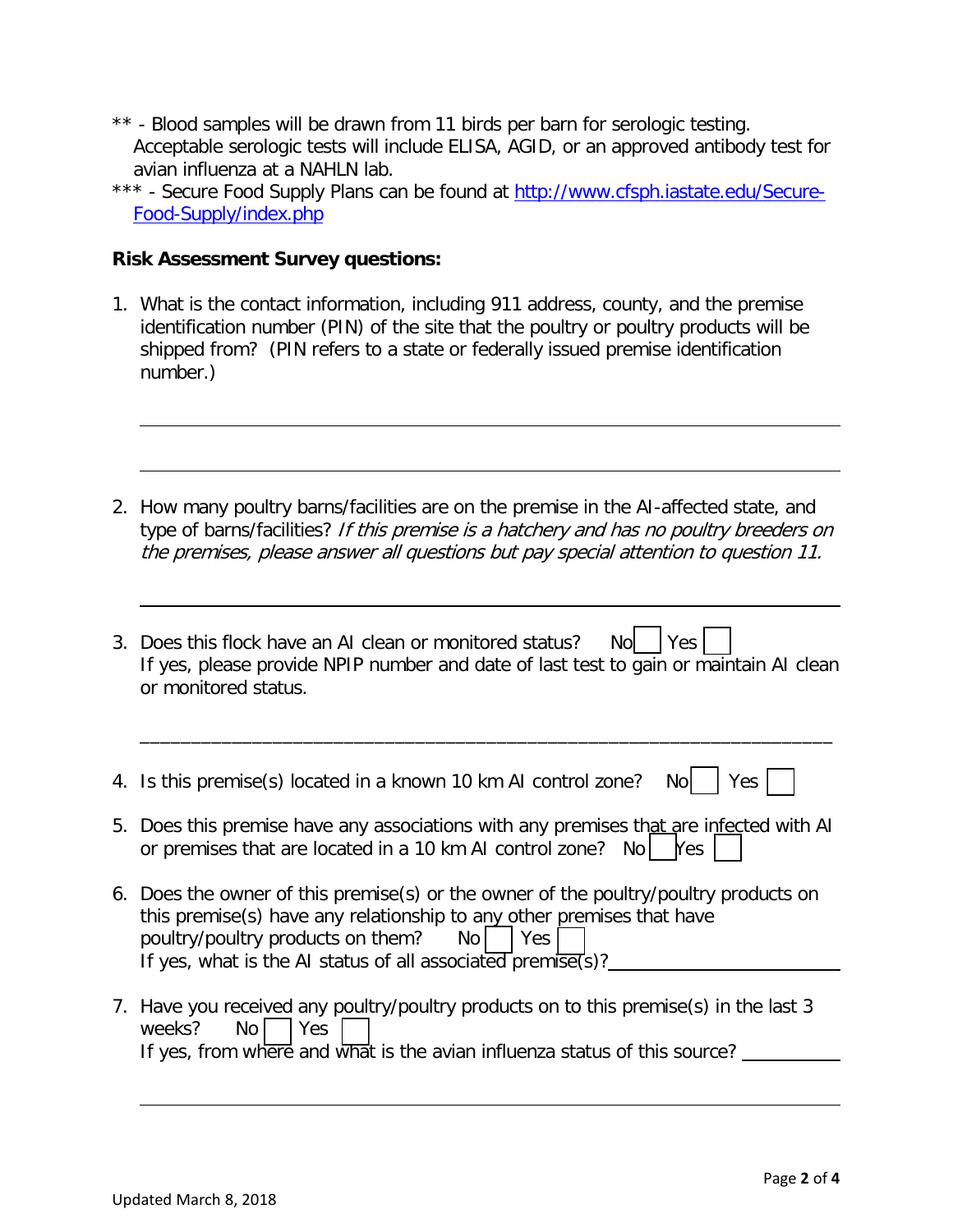** - Blood samples will be drawn from 11 birds per barn for serologic testing. Acceptable serologic tests will include ELISA, AGID, or an approved antibody test for avian influenza at a NAHLN lab.

*** - Secure Food Supply Plans can be found at [http://www.cfsph.iastate.edu/Secure-Food-Supply/index.php](http://www.cfsph.iastate.edu/Secure-Food-Supply/index.php)

**Risk Assessment Survey questions:**

1. What is the contact information, including 911 address, county, and the premise identification number (PIN) of the site that the poultry or poultry products will be shipped from? (PIN refers to a state or federally issued premise identification number.)

   ______________________________________________________________

   ______________________________________________________________

2. How many poultry barns/facilities are on the premise in the AI-affected state, and type of barns/facilities? *If this premise is a hatchery and has no poultry breeders on the premises, please answer all questions but pay special attention to question 11.*

   ______________________________________________________________

3. Does this flock have an AI clean or monitored status? No ☐ Yes ☐
   If yes, please provide NPIP number and date of last test to gain or maintain AI clean or monitored status.

   ______________________________________________________________

4. Is this premise(s) located in a known 10 km AI control zone? No ☐ Yes ☐

5. Does this premise have any associations with any premises that are infected with AI or premises that are located in a 10 km AI control zone? No ☐ Yes ☐

6. Does the owner of this premise(s) or the owner of the poultry/poultry products on this premise(s) have any relationship to any other premises that have poultry/poultry products on them? No ☐ Yes ☐
   If yes, what is the AI status of all associated premise(s)? ______________________

7. Have you received any poultry/poultry products on to this premise(s) in the last 3 weeks? No ☐ Yes ☐
   If yes, from where and what is the avian influenza status of this source? __________

   ______________________________________________________________

Updated March 8, 2018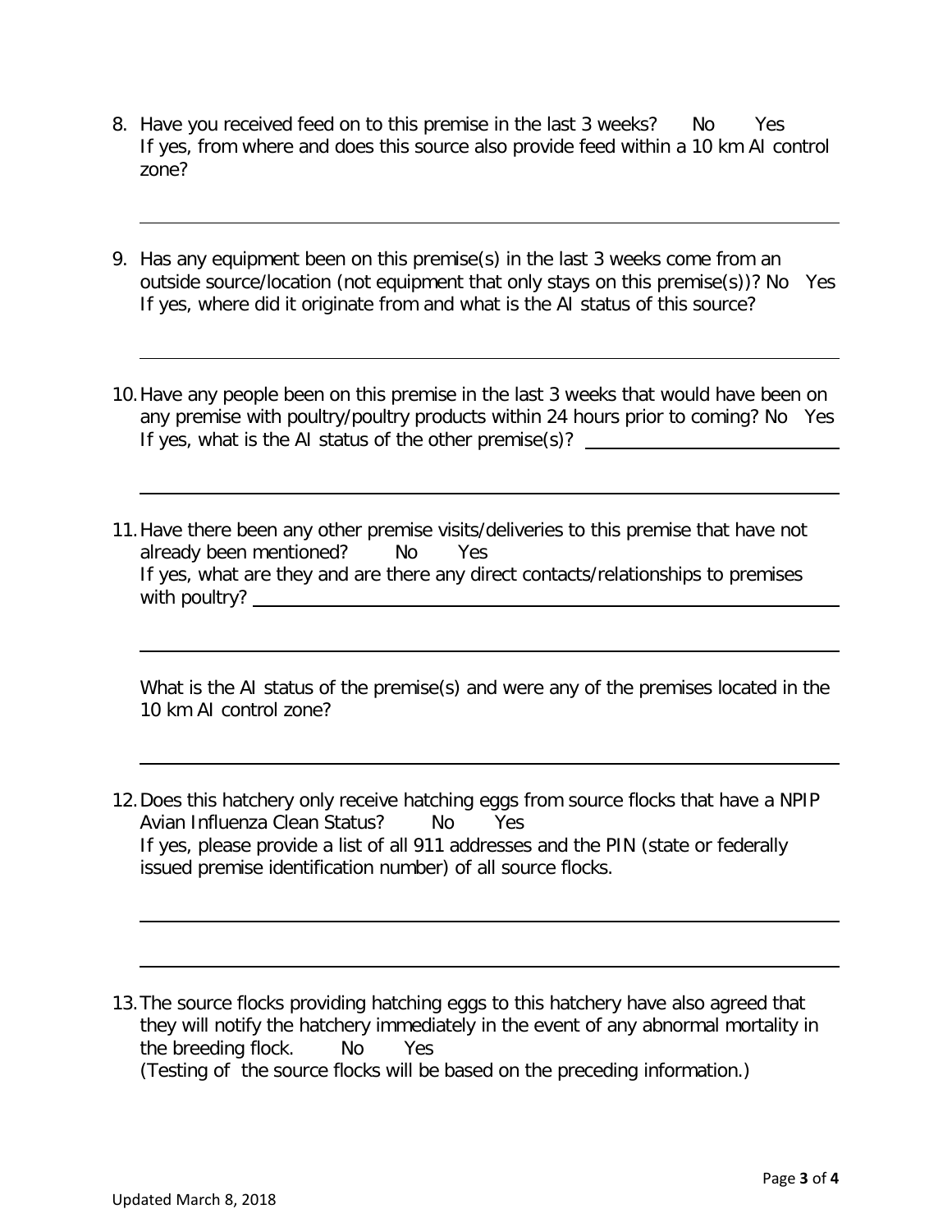8. Have you received feed on to this premise in the last 3 weeks? No Yes
   If yes, from where and does this source also provide feed within a 10 km AI control zone?

   ______________________________________________________________________

9. Has any equipment been on this premise(s) in the last 3 weeks come from an outside source/location (not equipment that only stays on this premise(s))? No Yes
   If yes, where did it originate from and what is the AI status of this source?

   ______________________________________________________________________

10. Have any people been on this premise in the last 3 weeks that would have been on any premise with poultry/poultry products within 24 hours prior to coming? No Yes
    If yes, what is the AI status of the other premise(s)? ____________________

    ______________________________________________________________________

11. Have there been any other premise visits/deliveries to this premise that have not already been mentioned? No Yes
    If yes, what are they and are there any direct contacts/relationships to premises with poultry? ____________________

    ______________________________________________________________________

    What is the AI status of the premise(s) and were any of the premises located in the 10 km AI control zone?

    ______________________________________________________________________

12. Does this hatchery only receive hatching eggs from source flocks that have a NPIP Avian Influenza Clean Status? No Yes
    If yes, please provide a list of all 911 addresses and the PIN (state or federally issued premise identification number) of all source flocks.

    ______________________________________________________________________

    ______________________________________________________________________

13. The source flocks providing hatching eggs to this hatchery have also agreed that they will notify the hatchery immediately in the event of any abnormal mortality in the breeding flock. No Yes
    (Testing of the source flocks will be based on the preceding information.)

Updated March 8, 2018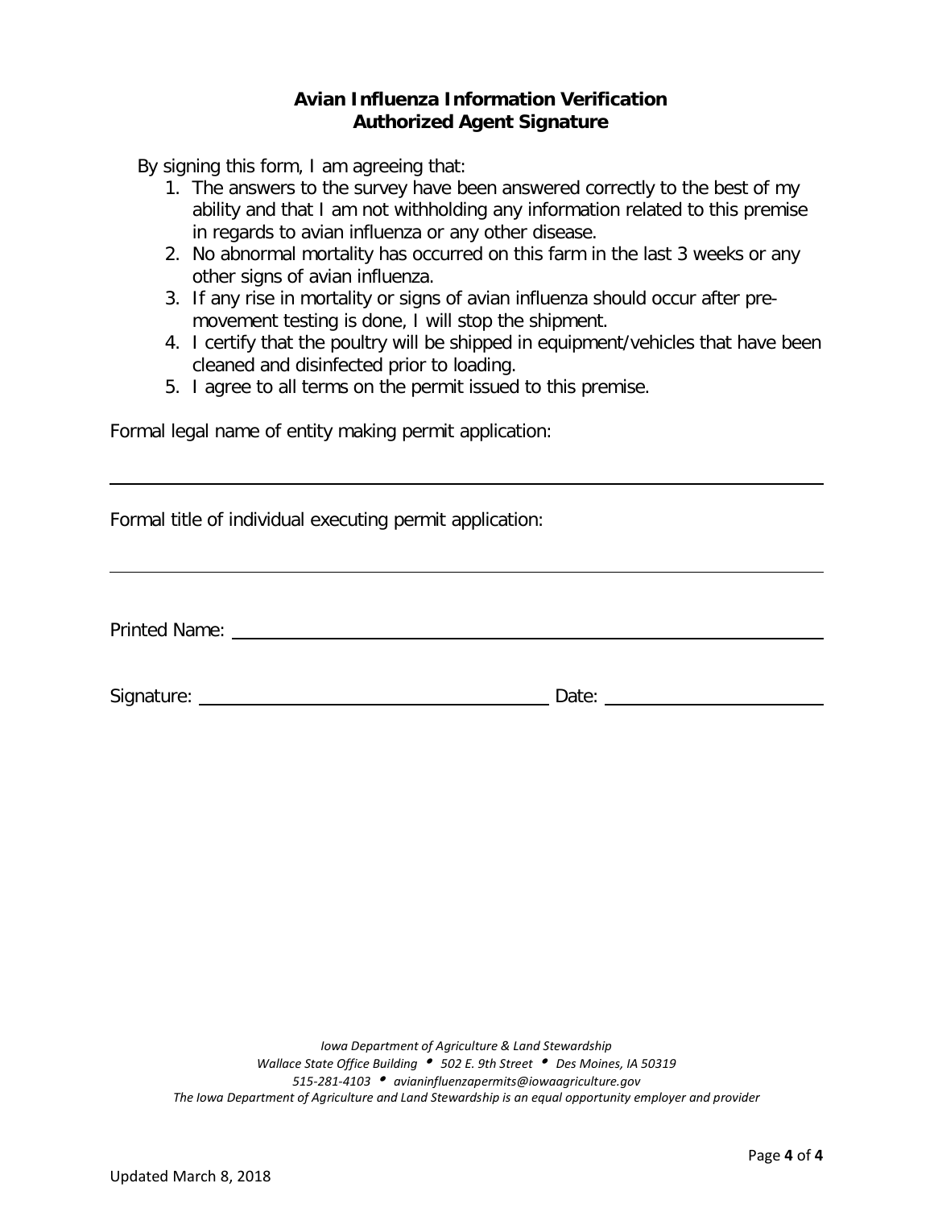## Avian Influenza Information Verification
## Authorized Agent Signature

By signing this form, I am agreeing that:

1. The answers to the survey have been answered correctly to the best of my ability and that I am not withholding any information related to this premise in regards to avian influenza or any other disease.
2. No abnormal mortality has occurred on this farm in the last 3 weeks or any other signs of avian influenza.
3. If any rise in mortality or signs of avian influenza should occur after pre-movement testing is done, I will stop the shipment.
4. I certify that the poultry will be shipped in equipment/vehicles that have been cleaned and disinfected prior to loading.
5. I agree to all terms on the permit issued to this premise.

Formal legal name of entity making permit application:

______________________________________________________________

Formal title of individual executing permit application:

______________________________________________________________

Printed Name: ______________________________________________

Signature: ______________________________ Date: __________________

*Iowa Department of Agriculture & Land Stewardship*
*Wallace State Office Building • 502 E. 9th Street • Des Moines, IA 50319*
*515-281-4103 • avianinfluenzapermits@iowaagriculture.gov*
*The Iowa Department of Agriculture and Land Stewardship is an equal opportunity employer and provider*

Updated March 8, 2018